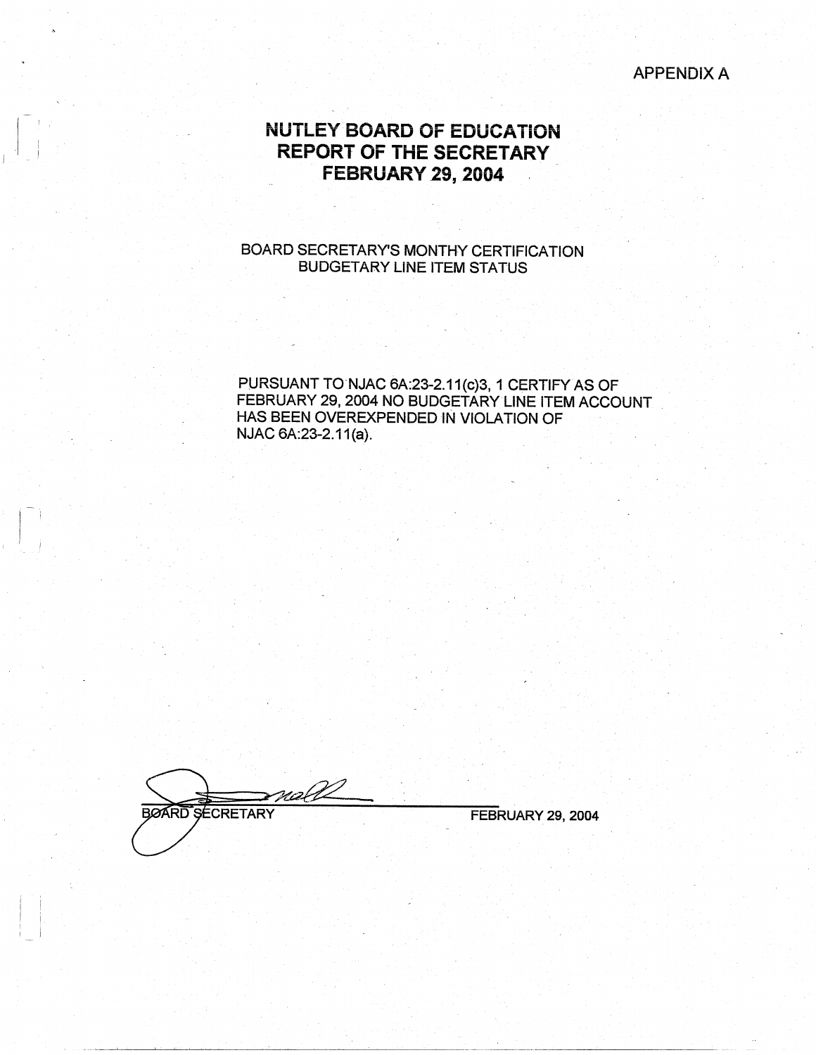APPENDIX A

# NUTLEY BOARD OF EDUCATION
# REPORT OF THE SECRETARY
# FEBRUARY 29, 2004

BOARD SECRETARY'S MONTHY CERTIFICATION
BUDGETARY LINE ITEM STATUS

PURSUANT TO NJAC 6A:23-2.11(c)3, 1 CERTIFY AS OF FEBRUARY 29, 2004 NO BUDGETARY LINE ITEM ACCOUNT HAS BEEN OVEREXPENDED IN VIOLATION OF NJAC 6A:23-2.11(a).

BOARD SECRETARY FEBRUARY 29, 2004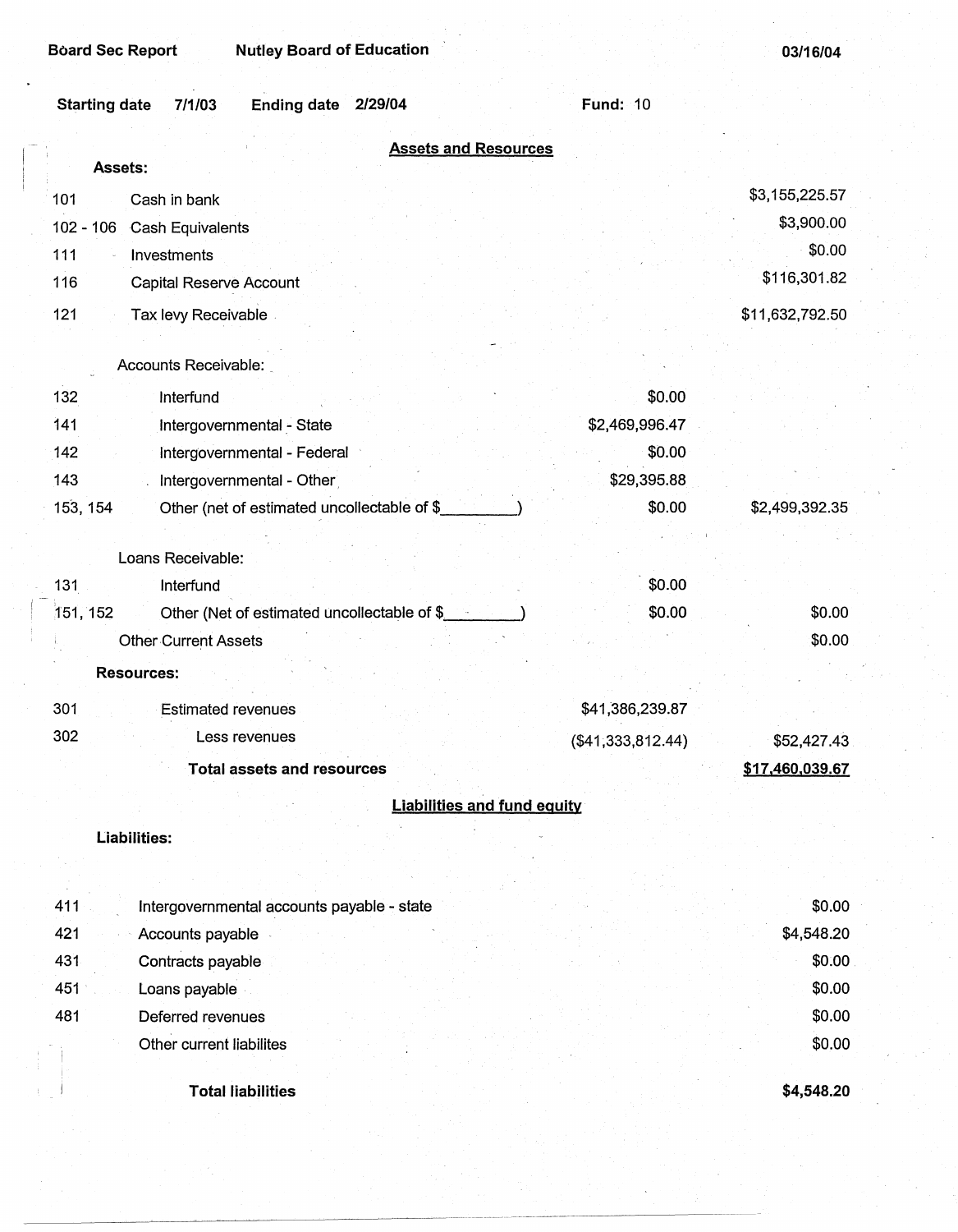Board Sec Report    Nutley Board of Education    03/16/04

**Starting date** 7/1/03    **Ending date** 2/29/04    **Fund:** 10

## Assets and Resources

| | | | |
|---|---|---|---|
| **Assets:** | | | |
| 101 | Cash in bank | | $3,155,225.57 |
| 102 - 106 | Cash Equivalents | | $3,900.00 |
| 111 | Investments | | $0.00 |
| 116 | Capital Reserve Account | | $116,301.82 |
| 121 | Tax levy Receivable | | $11,632,792.50 |
| | Accounts Receivable: | | |
| 132 | Interfund | $0.00 | |
| 141 | Intergovernmental - State | $2,469,996.47 | |
| 142 | Intergovernmental - Federal | $0.00 | |
| 143 | Intergovernmental - Other | $29,395.88 | |
| 153, 154 | Other (net of estimated uncollectable of $_________) | $0.00 | $2,499,392.35 |
| | Loans Receivable: | | |
| 131 | Interfund | $0.00 | |
| 151, 152 | Other (Net of estimated uncollectable of $_________) | $0.00 | $0.00 |
| | Other Current Assets | | $0.00 |
| **Resources:** | | | |
| 301 | Estimated revenues | $41,386,239.87 | |
| 302 | Less revenues | ($41,333,812.44) | $52,427.43 |
| | **Total assets and resources** | | **$17,460,039.67** |

## Liabilities and fund equity

| | | |
|---|---|---|
| **Liabilities:** | | |
| 411 | Intergovernmental accounts payable - state | $0.00 |
| 421 | Accounts payable | $4,548.20 |
| 431 | Contracts payable | $0.00 |
| 451 | Loans payable | $0.00 |
| 481 | Deferred revenues | $0.00 |
| | Other current liabilites | $0.00 |
| | **Total liabilities** | **$4,548.20** |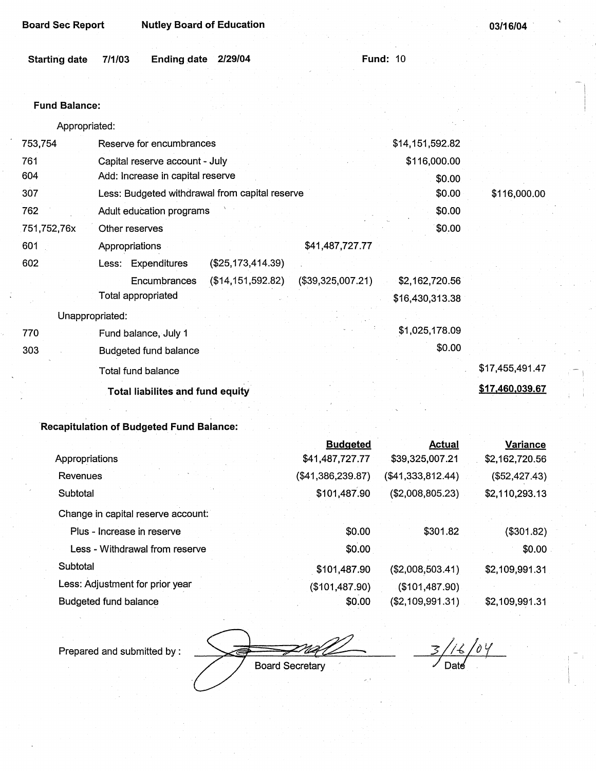Board Sec Report | Nutley Board of Education | 03/16/04

**Starting date** 7/1/03 **Ending date** 2/29/04 **Fund:** 10

**Fund Balance:**

| | | | | | |
|---|---|---|---|---|---|
| | Appropriated: | | | | |
| 753,754 | Reserve for encumbrances | | | $14,151,592.82 | |
| 761 | Capital reserve account - July | | | $116,000.00 | |
| 604 | Add: Increase in capital reserve | | | $0.00 | |
| 307 | Less: Budgeted withdrawal from capital reserve | | | $0.00 | $116,000.00 |
| 762 | Adult education programs | | | $0.00 | |
| 751,752,76x | Other reserves | | | $0.00 | |
| 601 | Appropriations | | $41,487,727.77 | | |
| 602 | Less: Expenditures | ($25,173,414.39) | | | |
| | Encumbrances | ($14,151,592.82) | ($39,325,007.21) | $2,162,720.56 | |
| | Total appropriated | | | $16,430,313.38 | |
| | Unappropriated: | | | | |
| 770 | Fund balance, July 1 | | | $1,025,178.09 | |
| 303 | Budgeted fund balance | | | $0.00 | |
| | Total fund balance | | | | $17,455,491.47 |
| | **Total liabilites and fund equity** | | | | **$17,460,039.67** |

**Recapitulation of Budgeted Fund Balance:**

| | Budgeted | Actual | Variance |
|---|---|---|---|
| Appropriations | $41,487,727.77 | $39,325,007.21 | $2,162,720.56 |
| Revenues | ($41,386,239.87) | ($41,333,812.44) | ($52,427.43) |
| Subtotal | $101,487.90 | ($2,008,805.23) | $2,110,293.13 |
| Change in capital reserve account: | | | |
| Plus - Increase in reserve | $0.00 | $301.82 | ($301.82) |
| Less - Withdrawal from reserve | $0.00 | | $0.00 |
| Subtotal | $101,487.90 | ($2,008,503.41) | $2,109,991.31 |
| Less: Adjustment for prior year | ($101,487.90) | ($101,487.90) | |
| Budgeted fund balance | $0.00 | ($2,109,991.31) | $2,109,991.31 |

Prepared and submitted by : Board Secretary Date 3/16/04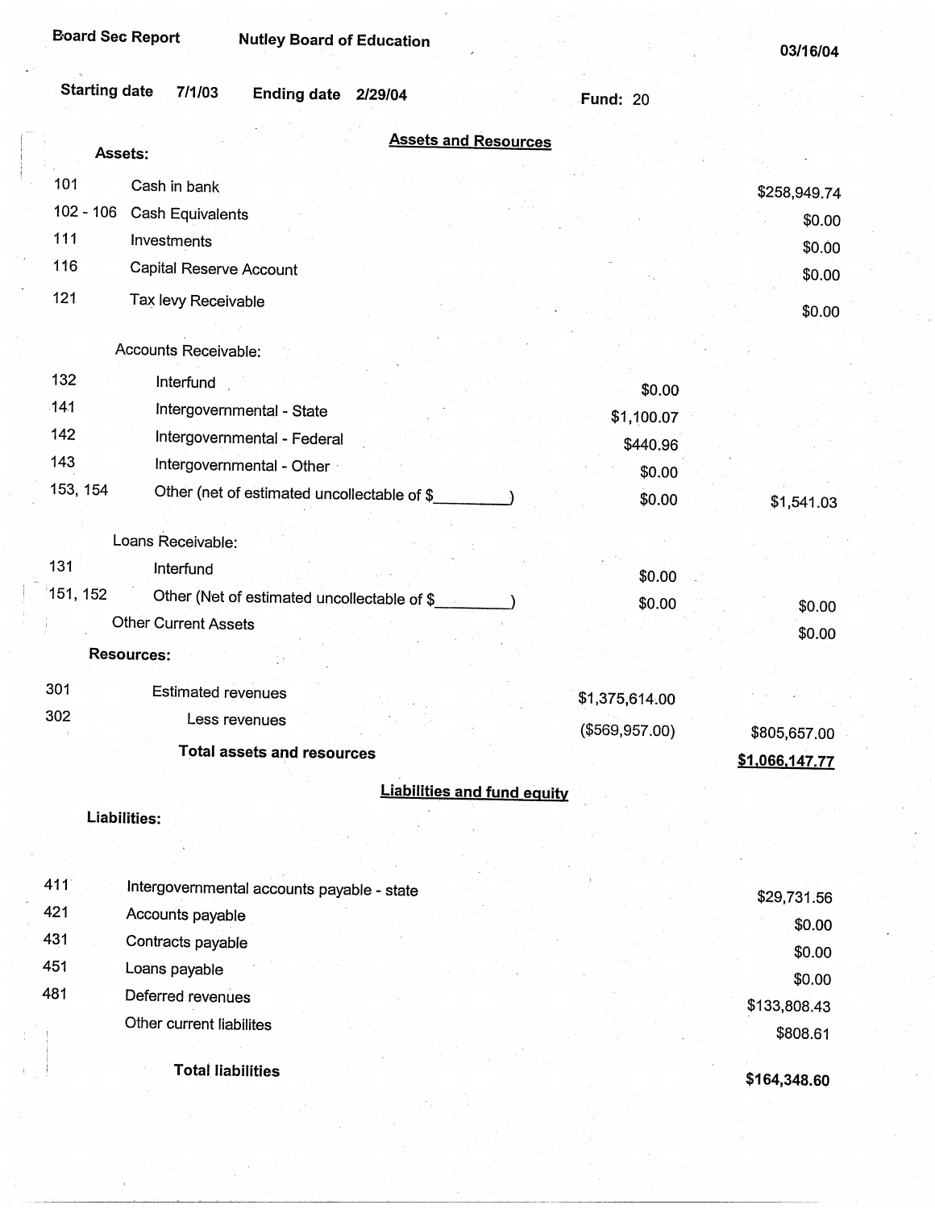Board Sec Report | Nutley Board of Education | 03/16/04

Starting date 7/1/03 | Ending date 2/29/04 | Fund: 20

## Assets and Resources

| Code | Description | | |
|---|---|---|---|
| | **Assets:** | | |
| 101 | Cash in bank | | $258,949.74 |
| 102 - 106 | Cash Equivalents | | $0.00 |
| 111 | Investments | | $0.00 |
| 116 | Capital Reserve Account | | $0.00 |
| 121 | Tax levy Receivable | | $0.00 |
| | Accounts Receivable: | | |
| 132 | Interfund | $0.00 | |
| 141 | Intergovernmental - State | $1,100.07 | |
| 142 | Intergovernmental - Federal | $440.96 | |
| 143 | Intergovernmental - Other | $0.00 | |
| 153, 154 | Other (net of estimated uncollectable of $________) | $0.00 | $1,541.03 |
| | Loans Receivable: | | |
| 131 | Interfund | $0.00 | |
| 151, 152 | Other (Net of estimated uncollectable of $________) | $0.00 | $0.00 |
| | Other Current Assets | | $0.00 |
| | **Resources:** | | |
| 301 | Estimated revenues | $1,375,614.00 | |
| 302 | Less revenues | ($569,957.00) | $805,657.00 |
| | **Total assets and resources** | | **$1,066,147.77** |

## Liabilities and fund equity

| Code | Description | |
|---|---|---|
| | **Liabilities:** | |
| 411 | Intergovernmental accounts payable - state | $29,731.56 |
| 421 | Accounts payable | $0.00 |
| 431 | Contracts payable | $0.00 |
| 451 | Loans payable | $0.00 |
| 481 | Deferred revenues | $133,808.43 |
| | Other current liabilites | $808.61 |
| | **Total liabilities** | **$164,348.60** |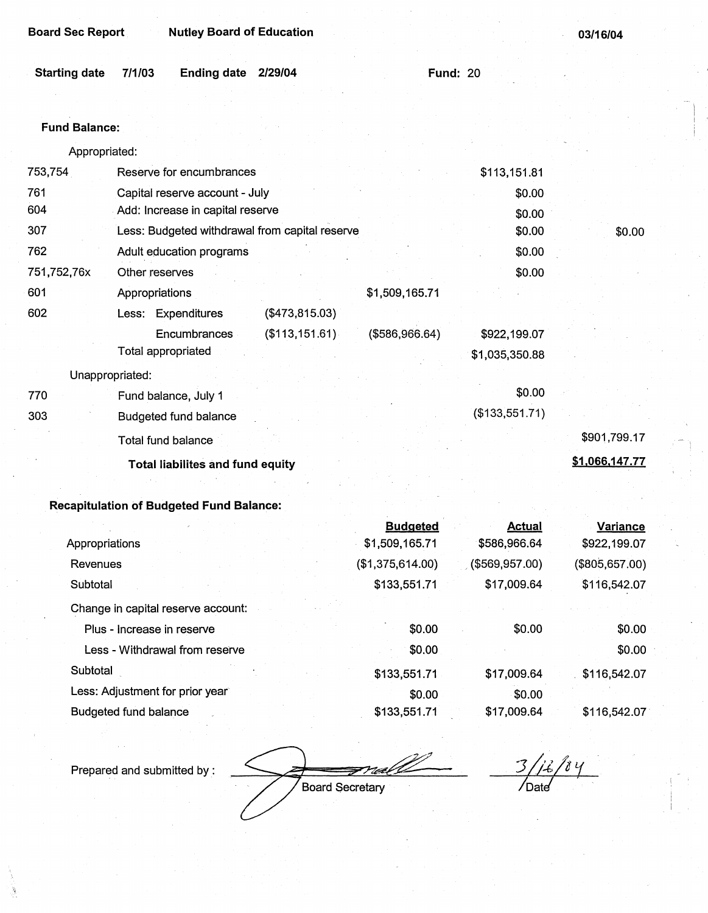**Board Sec Report** **Nutley Board of Education** **03/16/04**

**Starting date** 7/1/03 **Ending date** 2/29/04 **Fund:** 20

**Fund Balance:**

| Code | Description | | | | |
|---|---|---|---|---|---|
| | Appropriated: | | | | |
| 753,754 | Reserve for encumbrances | | | $113,151.81 | |
| 761 | Capital reserve account - July | | | $0.00 | |
| 604 | Add: Increase in capital reserve | | | $0.00 | |
| 307 | Less: Budgeted withdrawal from capital reserve | | | $0.00 | $0.00 |
| 762 | Adult education programs | | | $0.00 | |
| 751,752,76x | Other reserves | | | $0.00 | |
| 601 | Appropriations | | $1,509,165.71 | | |
| 602 | Less: Expenditures | ($473,815.03) | | | |
| | Encumbrances | ($113,151.61) | ($586,966.64) | $922,199.07 | |
| | Total appropriated | | | $1,035,350.88 | |
| | Unappropriated: | | | | |
| 770 | Fund balance, July 1 | | | $0.00 | |
| 303 | Budgeted fund balance | | | ($133,551.71) | |
| | Total fund balance | | | | $901,799.17 |
| | **Total liabilites and fund equity** | | | | **$1,066,147.77** |

**Recapitulation of Budgeted Fund Balance:**

| | Budgeted | Actual | Variance |
|---|---|---|---|
| Appropriations | $1,509,165.71 | $586,966.64 | $922,199.07 |
| Revenues | ($1,375,614.00) | ($569,957.00) | ($805,657.00) |
| Subtotal | $133,551.71 | $17,009.64 | $116,542.07 |
| Change in capital reserve account: | | | |
| Plus - Increase in reserve | $0.00 | $0.00 | $0.00 |
| Less - Withdrawal from reserve | $0.00 | | $0.00 |
| Subtotal | $133,551.71 | $17,009.64 | $116,542.07 |
| Less: Adjustment for prior year | $0.00 | $0.00 | |
| Budgeted fund balance | $133,551.71 | $17,009.64 | $116,542.07 |

Prepared and submitted by : _________________ Board Secretary    3/16/04 Date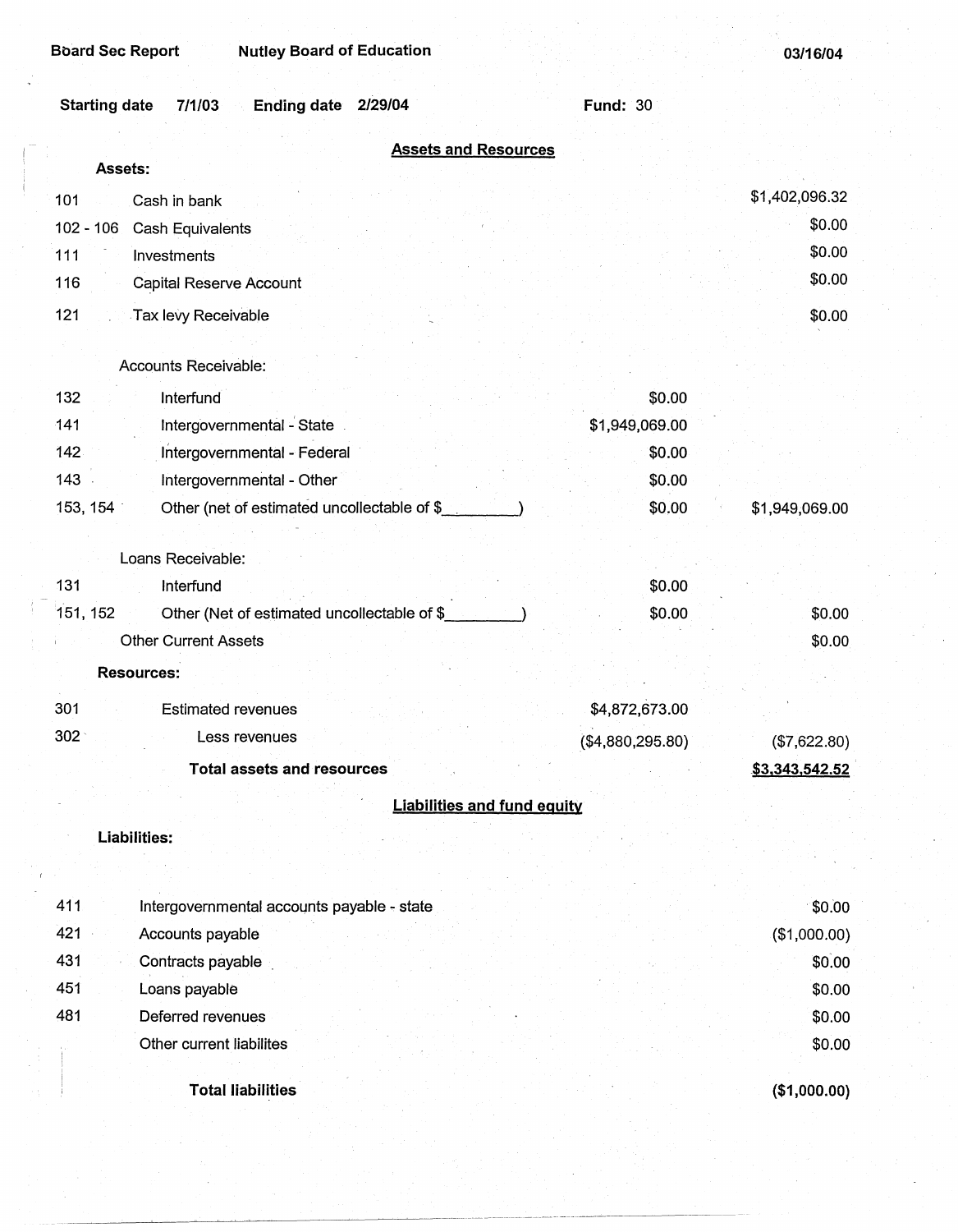Board Sec Report | Nutley Board of Education | 03/16/04

Starting date 7/1/03 | Ending date 2/29/04 | Fund: 30

## Assets and Resources

| Code | Description | | Amount |
|---|---|---|---|
| **Assets:** | | | |
| 101 | Cash in bank | | $1,402,096.32 |
| 102 - 106 | Cash Equivalents | | $0.00 |
| 111 | Investments | | $0.00 |
| 116 | Capital Reserve Account | | $0.00 |
| 121 | Tax levy Receivable | | $0.00 |
| | Accounts Receivable: | | |
| 132 | Interfund | $0.00 | |
| 141 | Intergovernmental - State | $1,949,069.00 | |
| 142 | Intergovernmental - Federal | $0.00 | |
| 143 | Intergovernmental - Other | $0.00 | |
| 153, 154 | Other (net of estimated uncollectable of $\_\_\_\_\_\_\_\_) | $0.00 | $1,949,069.00 |
| | Loans Receivable: | | |
| 131 | Interfund | $0.00 | |
| 151, 152 | Other (Net of estimated uncollectable of $\_\_\_\_\_\_\_\_) | $0.00 | $0.00 |
| | Other Current Assets | | $0.00 |
| **Resources:** | | | |
| 301 | Estimated revenues | $4,872,673.00 | |
| 302 | Less revenues | ($4,880,295.80) | ($7,622.80) |
| | **Total assets and resources** | | **$3,343,542.52** |

## Liabilities and fund equity

| Code | Description | Amount |
|---|---|---|
| **Liabilities:** | | |
| 411 | Intergovernmental accounts payable - state | $0.00 |
| 421 | Accounts payable | ($1,000.00) |
| 431 | Contracts payable | $0.00 |
| 451 | Loans payable | $0.00 |
| 481 | Deferred revenues | $0.00 |
| | Other current liabilites | $0.00 |
| | **Total liabilities** | **($1,000.00)** |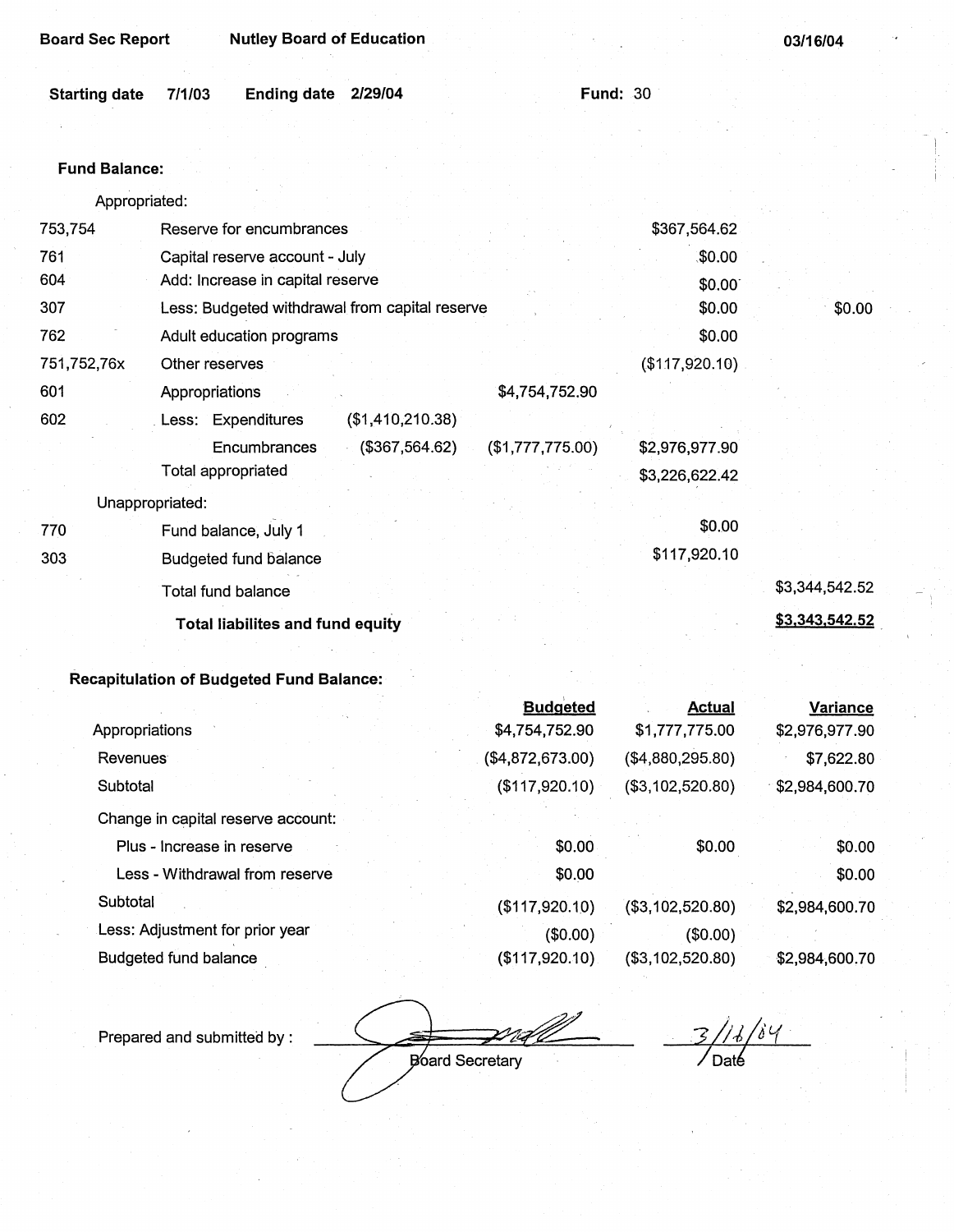Board Sec Report | Nutley Board of Education | 03/16/04

**Starting date** 7/1/03 **Ending date** 2/29/04 **Fund:** 30

**Fund Balance:**

| | | | | | |
|---|---|---|---|---|---|
| | Appropriated: | | | | |
| 753,754 | Reserve for encumbrances | | | $367,564.62 | |
| 761 | Capital reserve account - July | | | $0.00 | |
| 604 | Add: Increase in capital reserve | | | $0.00 | |
| 307 | Less: Budgeted withdrawal from capital reserve | | | $0.00 | $0.00 |
| 762 | Adult education programs | | | $0.00 | |
| 751,752,76x | Other reserves | | | ($117,920.10) | |
| 601 | Appropriations | | $4,754,752.90 | | |
| 602 | Less: Expenditures | ($1,410,210.38) | | | |
| | Encumbrances | ($367,564.62) | ($1,777,775.00) | $2,976,977.90 | |
| | Total appropriated | | | $3,226,622.42 | |
| | Unappropriated: | | | | |
| 770 | Fund balance, July 1 | | | $0.00 | |
| 303 | Budgeted fund balance | | | $117,920.10 | |
| | Total fund balance | | | | $3,344,542.52 |
| | **Total liabilites and fund equity** | | | | **$3,343,542.52** |

**Recapitulation of Budgeted Fund Balance:**

| | Budgeted | Actual | Variance |
|---|---|---|---|
| Appropriations | $4,754,752.90 | $1,777,775.00 | $2,976,977.90 |
| Revenues | ($4,872,673.00) | ($4,880,295.80) | $7,622.80 |
| Subtotal | ($117,920.10) | ($3,102,520.80) | $2,984,600.70 |
| Change in capital reserve account: | | | |
| Plus - Increase in reserve | $0.00 | $0.00 | $0.00 |
| Less - Withdrawal from reserve | $0.00 | | $0.00 |
| Subtotal | ($117,920.10) | ($3,102,520.80) | $2,984,600.70 |
| Less: Adjustment for prior year | ($0.00) | ($0.00) | |
| Budgeted fund balance | ($117,920.10) | ($3,102,520.80) | $2,984,600.70 |

Prepared and submitted by : _______________ Board Secretary    3/16/04 Date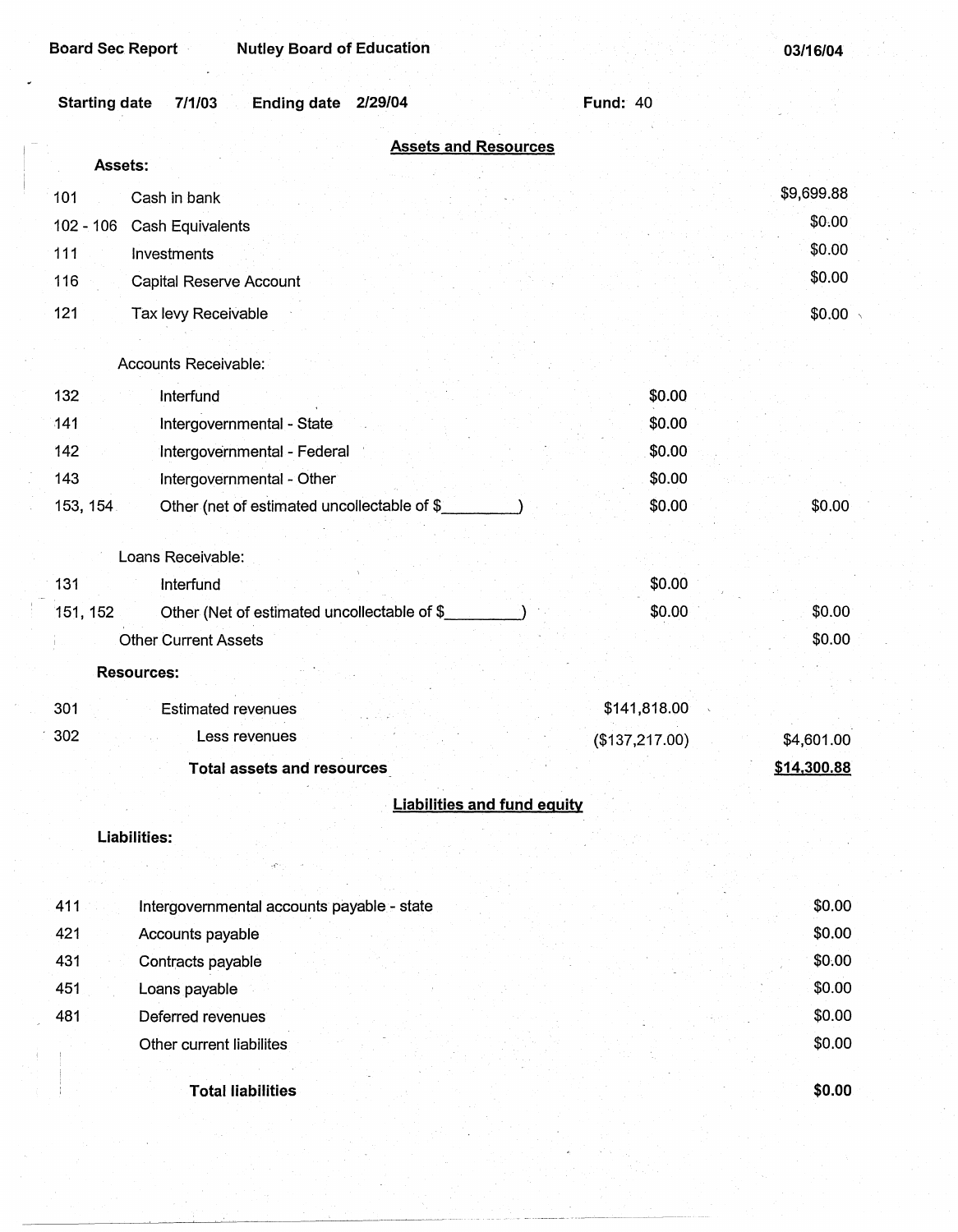Board Sec Report Nutley Board of Education 03/16/04

Starting date 7/1/03 Ending date 2/29/04 Fund: 40

## Assets and Resources

**Assets:**

| | | | |
|---|---|---|---|
| 101 | Cash in bank | | $9,699.88 |
| 102 - 106 | Cash Equivalents | | $0.00 |
| 111 | Investments | | $0.00 |
| 116 | Capital Reserve Account | | $0.00 |
| 121 | Tax levy Receivable | | $0.00 |
| | Accounts Receivable: | | |
| 132 | Interfund | $0.00 | |
| 141 | Intergovernmental - State | $0.00 | |
| 142 | Intergovernmental - Federal | $0.00 | |
| 143 | Intergovernmental - Other | $0.00 | |
| 153, 154 | Other (net of estimated uncollectable of $_________) | $0.00 | $0.00 |
| | Loans Receivable: | | |
| 131 | Interfund | $0.00 | |
| 151, 152 | Other (Net of estimated uncollectable of $_________) | $0.00 | $0.00 |
| | Other Current Assets | | $0.00 |

**Resources:**

| | | | |
|---|---|---|---|
| 301 | Estimated revenues | $141,818.00 | |
| 302 | Less revenues | ($137,217.00) | $4,601.00 |
| | **Total assets and resources** | | **$14,300.88** |

## Liabilities and fund equity

**Liabilities:**

| | | |
|---|---|---|
| 411 | Intergovernmental accounts payable - state | $0.00 |
| 421 | Accounts payable | $0.00 |
| 431 | Contracts payable | $0.00 |
| 451 | Loans payable | $0.00 |
| 481 | Deferred revenues | $0.00 |
| | Other current liabilites | $0.00 |
| | **Total liabilities** | **$0.00** |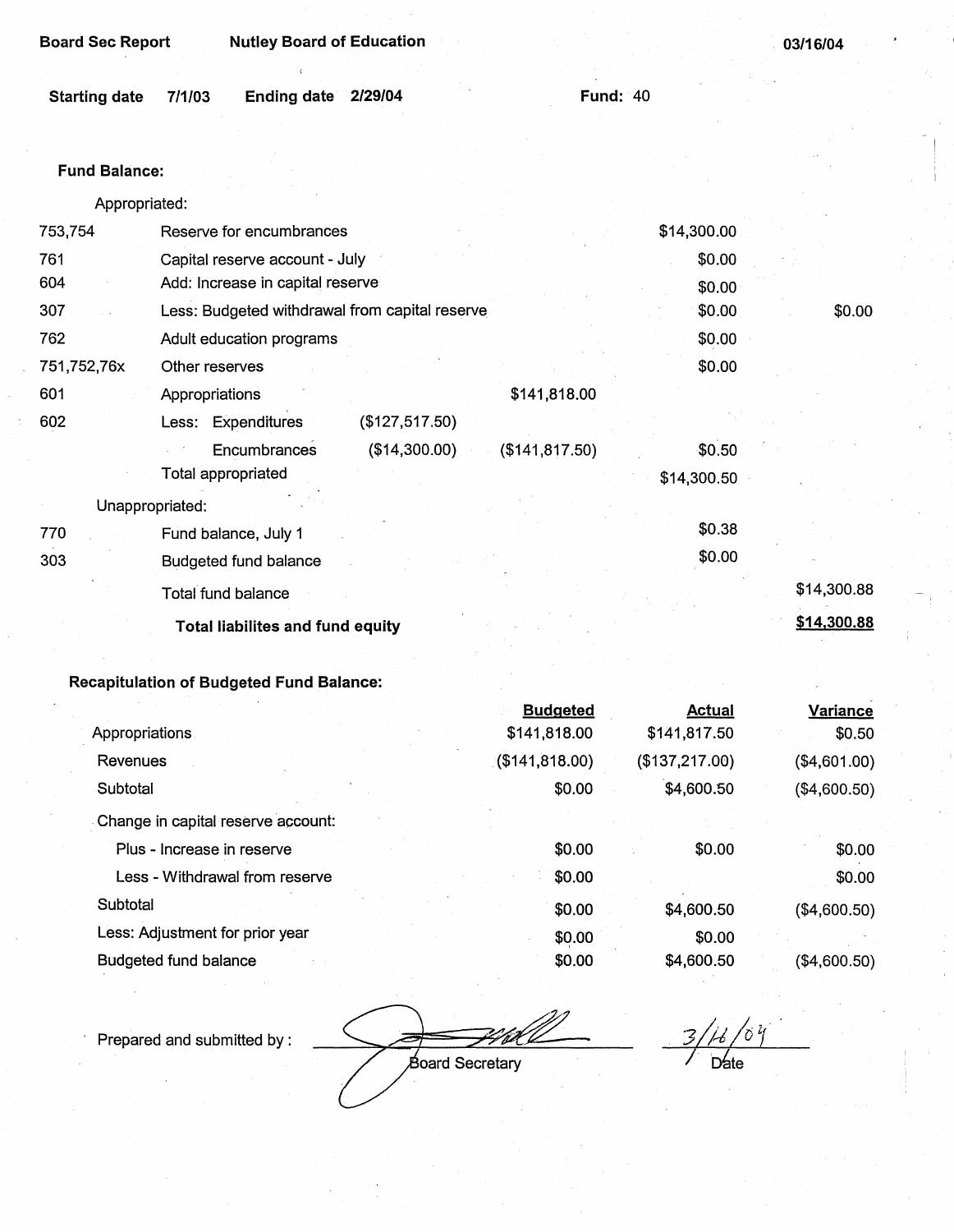**Board Sec Report** **Nutley Board of Education** **03/16/04**

**Starting date** 7/1/03 **Ending date** 2/29/04 **Fund:** 40

**Fund Balance:**

| | | | | | |
|---|---|---|---|---|---|
| | Appropriated: | | | | |
| 753,754 | Reserve for encumbrances | | | $14,300.00 | |
| 761 | Capital reserve account - July | | | $0.00 | |
| 604 | Add: Increase in capital reserve | | | $0.00 | |
| 307 | Less: Budgeted withdrawal from capital reserve | | | $0.00 | $0.00 |
| 762 | Adult education programs | | | $0.00 | |
| 751,752,76x | Other reserves | | | $0.00 | |
| 601 | Appropriations | | $141,818.00 | | |
| 602 | Less: Expenditures | ($127,517.50) | | | |
| | Encumbrances | ($14,300.00) | ($141,817.50) | $0.50 | |
| | Total appropriated | | | $14,300.50 | |
| | Unappropriated: | | | | |
| 770 | Fund balance, July 1 | | | $0.38 | |
| 303 | Budgeted fund balance | | | $0.00 | |
| | Total fund balance | | | | $14,300.88 |
| | **Total liabilites and fund equity** | | | | **$14,300.88** |

**Recapitulation of Budgeted Fund Balance:**

| | Budgeted | Actual | Variance |
|---|---|---|---|
| Appropriations | $141,818.00 | $141,817.50 | $0.50 |
| Revenues | ($141,818.00) | ($137,217.00) | ($4,601.00) |
| Subtotal | $0.00 | $4,600.50 | ($4,600.50) |
| Change in capital reserve account: | | | |
| Plus - Increase in reserve | $0.00 | $0.00 | $0.00 |
| Less - Withdrawal from reserve | $0.00 | | $0.00 |
| Subtotal | $0.00 | $4,600.50 | ($4,600.50) |
| Less: Adjustment for prior year | $0.00 | $0.00 | |
| Budgeted fund balance | $0.00 | $4,600.50 | ($4,600.50) |

Prepared and submitted by : Board Secretary 3/16/04 Date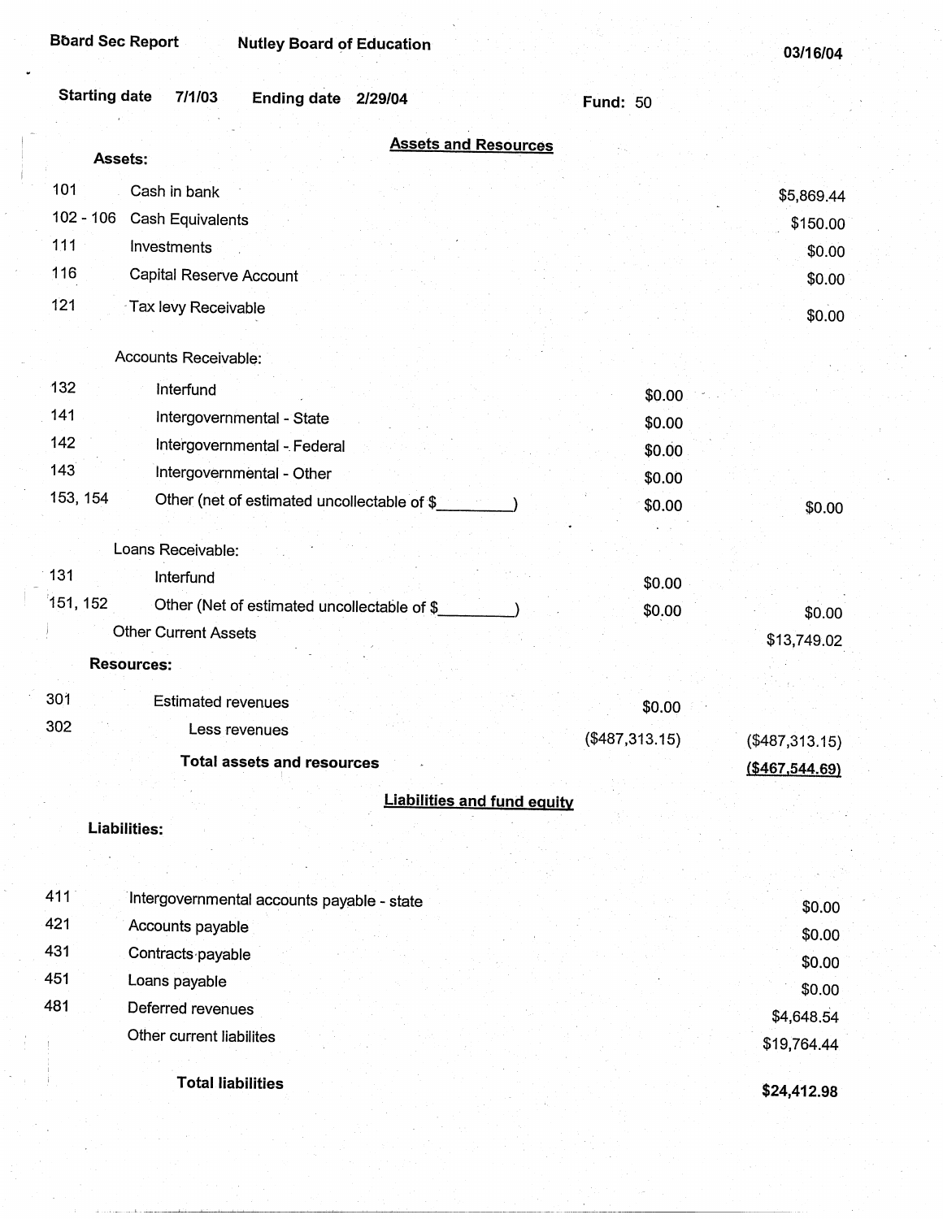Board Sec Report　　Nutley Board of Education　　03/16/04

**Starting date** 7/1/03　　**Ending date** 2/29/04　　**Fund:** 50

## Assets and Resources

| | | | |
|---|---|---|---|
| **Assets:** | | | |
| 101 | Cash in bank | | $5,869.44 |
| 102 - 106 | Cash Equivalents | | $150.00 |
| 111 | Investments | | $0.00 |
| 116 | Capital Reserve Account | | $0.00 |
| 121 | Tax levy Receivable | | $0.00 |
| | Accounts Receivable: | | |
| 132 | Interfund | $0.00 | |
| 141 | Intergovernmental - State | $0.00 | |
| 142 | Intergovernmental - Federal | $0.00 | |
| 143 | Intergovernmental - Other | $0.00 | |
| 153, 154 | Other (net of estimated uncollectable of $_________) | $0.00 | $0.00 |
| | Loans Receivable: | | |
| 131 | Interfund | $0.00 | |
| 151, 152 | Other (Net of estimated uncollectable of $_________) | $0.00 | $0.00 |
| | Other Current Assets | | $13,749.02 |
| **Resources:** | | | |
| 301 | Estimated revenues | $0.00 | |
| 302 | Less revenues | ($487,313.15) | ($487,313.15) |
| | **Total assets and resources** | | **($467,544.69)** |

## Liabilities and fund equity

| | | |
|---|---|---|
| **Liabilities:** | | |
| 411 | Intergovernmental accounts payable - state | $0.00 |
| 421 | Accounts payable | $0.00 |
| 431 | Contracts payable | $0.00 |
| 451 | Loans payable | $0.00 |
| 481 | Deferred revenues | $4,648.54 |
| | Other current liabilites | $19,764.44 |
| | **Total liabilities** | **$24,412.98** |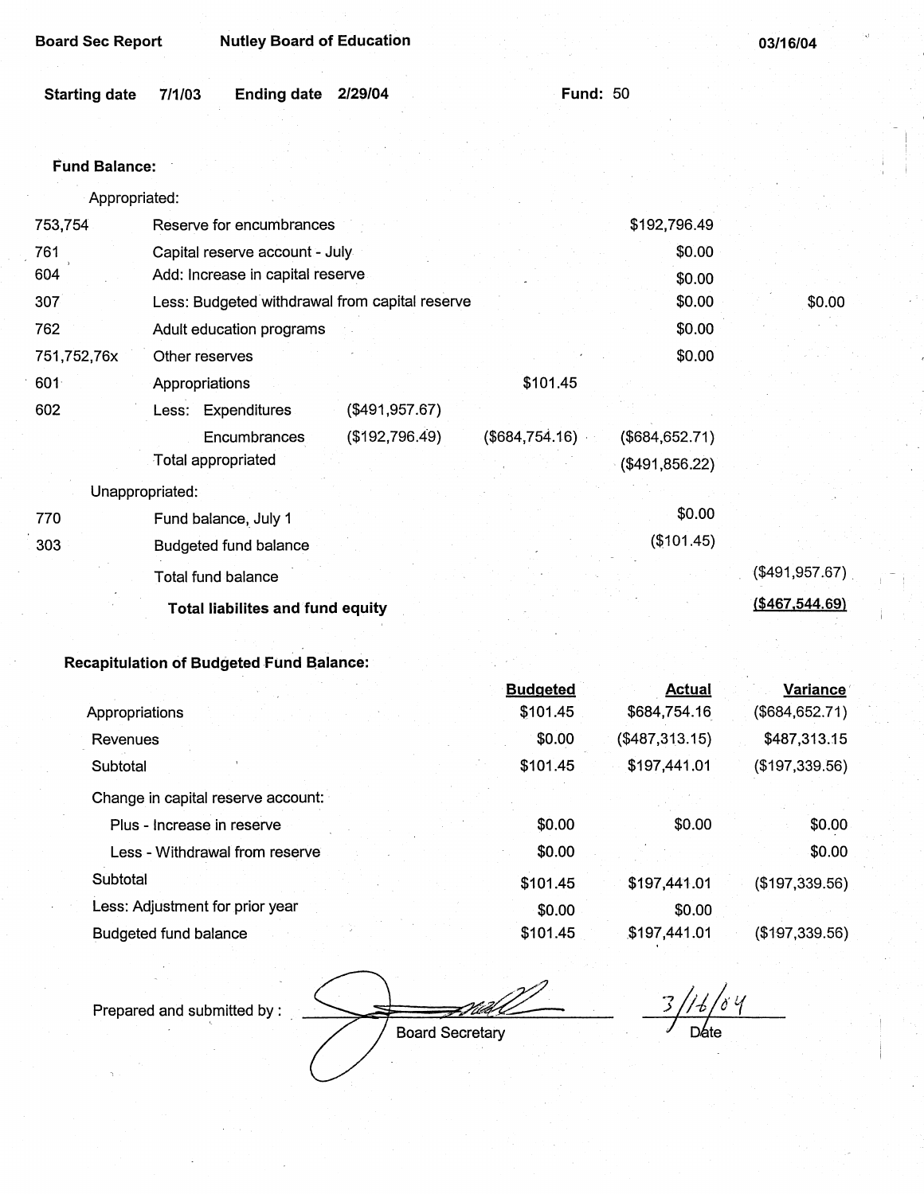Board Sec Report | Nutley Board of Education | 03/16/04

Starting date 7/1/03 | Ending date 2/29/04 | Fund: 50

**Fund Balance:**

| | | | | | |
|---|---|---|---|---|---|
| | Appropriated: | | | | |
| 753,754 | Reserve for encumbrances | | | $192,796.49 | |
| 761 | Capital reserve account - July | | | $0.00 | |
| 604 | Add: Increase in capital reserve | | | $0.00 | |
| 307 | Less: Budgeted withdrawal from capital reserve | | | $0.00 | $0.00 |
| 762 | Adult education programs | | | $0.00 | |
| 751,752,76x | Other reserves | | | $0.00 | |
| 601 | Appropriations | | $101.45 | | |
| 602 | Less: Expenditures | ($491,957.67) | | | |
| | Encumbrances | ($192,796.49) | ($684,754.16) | ($684,652.71) | |
| | Total appropriated | | | ($491,856.22) | |
| | Unappropriated: | | | | |
| 770 | Fund balance, July 1 | | | $0.00 | |
| 303 | Budgeted fund balance | | | ($101.45) | |
| | Total fund balance | | | | ($491,957.67) |
| | **Total liabilites and fund equity** | | | | **($467,544.69)** |

**Recapitulation of Budgeted Fund Balance:**

| | Budgeted | Actual | Variance |
|---|---|---|---|
| Appropriations | $101.45 | $684,754.16 | ($684,652.71) |
| Revenues | $0.00 | ($487,313.15) | $487,313.15 |
| Subtotal | $101.45 | $197,441.01 | ($197,339.56) |
| Change in capital reserve account: | | | |
| Plus - Increase in reserve | $0.00 | $0.00 | $0.00 |
| Less - Withdrawal from reserve | $0.00 | | $0.00 |
| Subtotal | $101.45 | $197,441.01 | ($197,339.56) |
| Less: Adjustment for prior year | $0.00 | $0.00 | |
| Budgeted fund balance | $101.45 | $197,441.01 | ($197,339.56) |

Prepared and submitted by : ____________________ Board Secretary    3/16/04 Date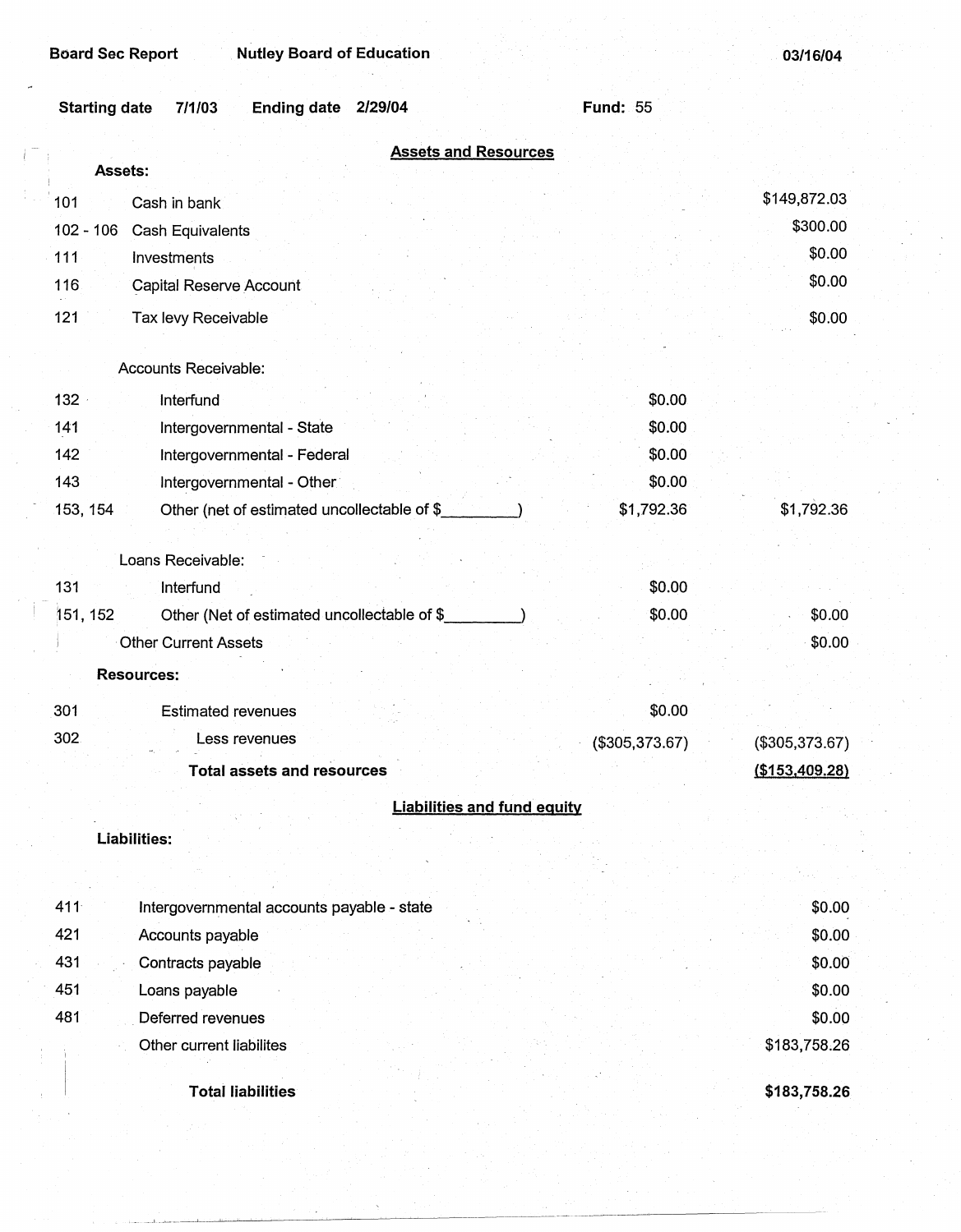Board Sec Report | Nutley Board of Education | 03/16/04

Starting date 7/1/03 | Ending date 2/29/04 | Fund: 55

## Assets and Resources

**Assets:**

| Code | Description | | |
|---|---|---|---|
| 101 | Cash in bank | | $149,872.03 |
| 102 - 106 | Cash Equivalents | | $300.00 |
| 111 | Investments | | $0.00 |
| 116 | Capital Reserve Account | | $0.00 |
| 121 | Tax levy Receivable | | $0.00 |
| | Accounts Receivable: | | |
| 132 | Interfund | $0.00 | |
| 141 | Intergovernmental - State | $0.00 | |
| 142 | Intergovernmental - Federal | $0.00 | |
| 143 | Intergovernmental - Other | $0.00 | |
| 153, 154 | Other (net of estimated uncollectable of $_________) | $1,792.36 | $1,792.36 |
| | Loans Receivable: | | |
| 131 | Interfund | $0.00 | |
| 151, 152 | Other (Net of estimated uncollectable of $_________) | $0.00 | $0.00 |
| | Other Current Assets | | $0.00 |
| | **Resources:** | | |
| 301 | Estimated revenues | $0.00 | |
| 302 | Less revenues | ($305,373.67) | ($305,373.67) |
| | **Total assets and resources** | | ($153,409.28) |

## Liabilities and fund equity

**Liabilities:**

| Code | Description | |
|---|---|---|
| 411 | Intergovernmental accounts payable - state | $0.00 |
| 421 | Accounts payable | $0.00 |
| 431 | Contracts payable | $0.00 |
| 451 | Loans payable | $0.00 |
| 481 | Deferred revenues | $0.00 |
| | Other current liabilites | $183,758.26 |
| | **Total liabilities** | **$183,758.26** |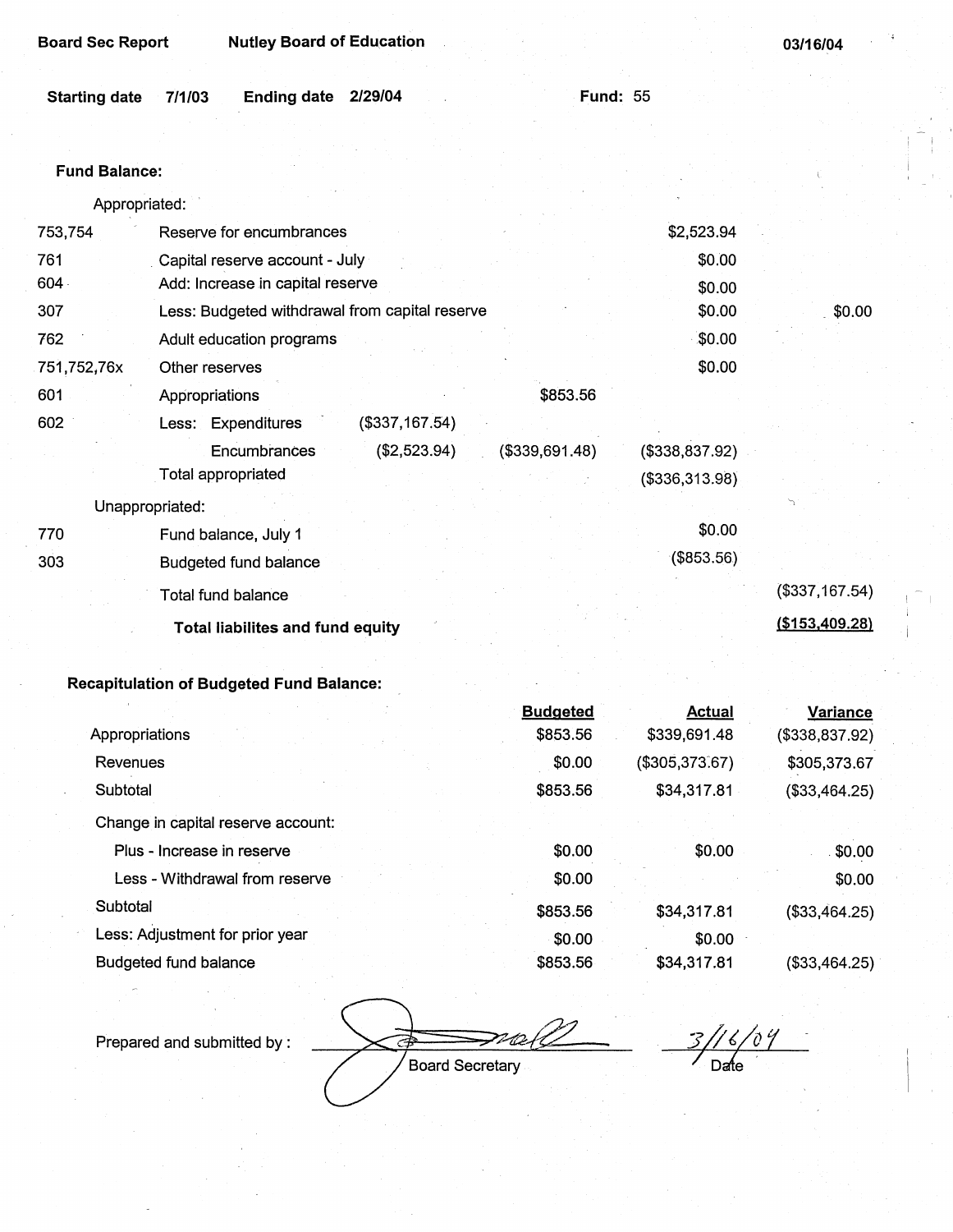Board Sec Report | Nutley Board of Education | 03/16/04

Starting date 7/1/03 Ending date 2/29/04 Fund: 55

**Fund Balance:**

| | | | | | | |
|---|---|---|---|---|---|---|
| | Appropriated: | | | | | |
| 753,754 | Reserve for encumbrances | | | | $2,523.94 | |
| 761 | Capital reserve account - July | | | | $0.00 | |
| 604 | Add: Increase in capital reserve | | | | $0.00 | |
| 307 | Less: Budgeted withdrawal from capital reserve | | | | $0.00 | $0.00 |
| 762 | Adult education programs | | | | $0.00 | |
| 751,752,76x | Other reserves | | | | $0.00 | |
| 601 | Appropriations | | | $853.56 | | |
| 602 | Less: Expenditures | | ($337,167.54) | | | |
| | Encumbrances | | ($2,523.94) | ($339,691.48) | ($338,837.92) | |
| | Total appropriated | | | | ($336,313.98) | |
| | Unappropriated: | | | | | |
| 770 | Fund balance, July 1 | | | | $0.00 | |
| 303 | Budgeted fund balance | | | | ($853.56) | |
| | Total fund balance | | | | | ($337,167.54) |
| | **Total liabilites and fund equity** | | | | | **($153,409.28)** |

**Recapitulation of Budgeted Fund Balance:**

| | Budgeted | Actual | Variance |
|---|---|---|---|
| Appropriations | $853.56 | $339,691.48 | ($338,837.92) |
| Revenues | $0.00 | ($305,373.67) | $305,373.67 |
| Subtotal | $853.56 | $34,317.81 | ($33,464.25) |
| Change in capital reserve account: | | | |
| Plus - Increase in reserve | $0.00 | $0.00 | $0.00 |
| Less - Withdrawal from reserve | $0.00 | | $0.00 |
| Subtotal | $853.56 | $34,317.81 | ($33,464.25) |
| Less: Adjustment for prior year | $0.00 | $0.00 | |
| Budgeted fund balance | $853.56 | $34,317.81 | ($33,464.25) |

Prepared and submitted by : ______________________ Board Secretary    3/16/04 Date